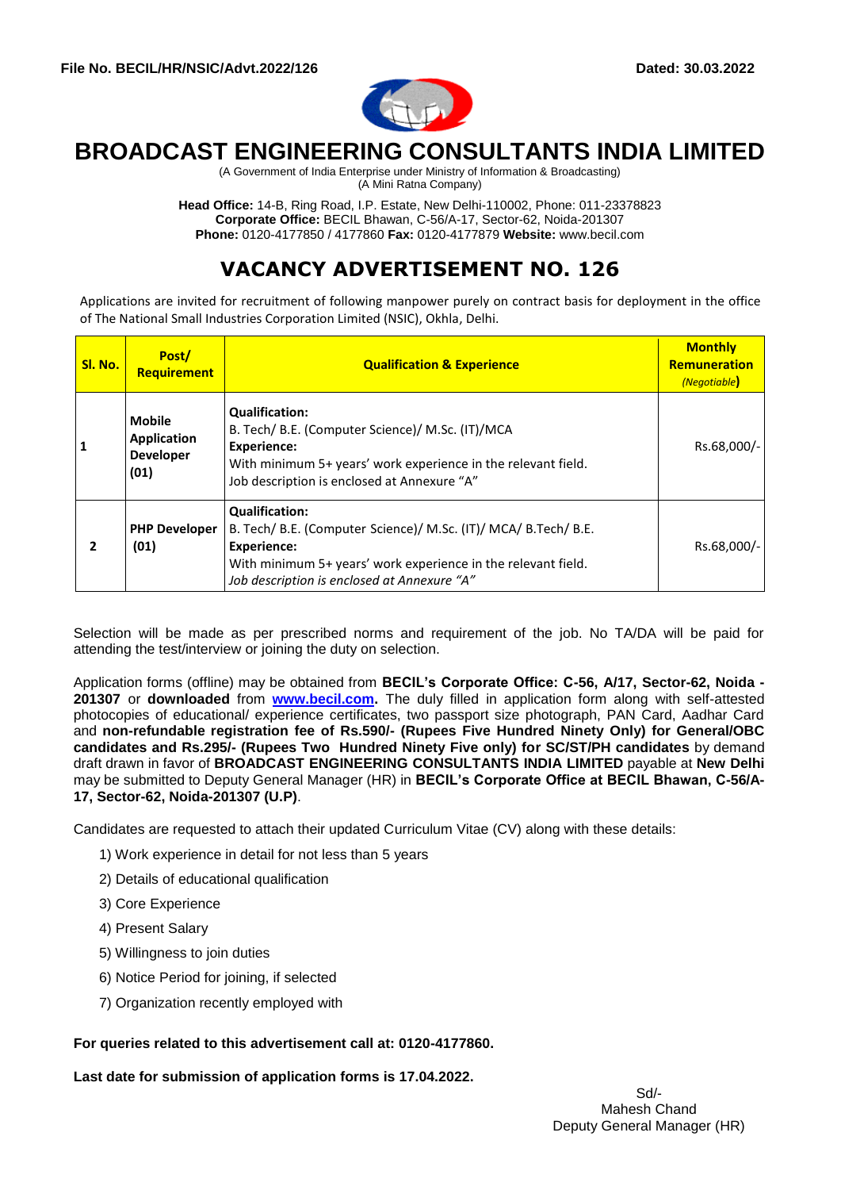**File No. BECIL/HR/NSIC/Advt.2022/126** **Dated: 30.03.2022**

# BROADCAST ENGINEERING CONSULTANTS INDIA LIMITED

(A Government of India Enterprise under Ministry of Information & Broadcasting)
(A Mini Ratna Company)

**Head Office:** 14-B, Ring Road, I.P. Estate, New Delhi-110002, Phone: 011-23378823
**Corporate Office:** BECIL Bhawan, C-56/A-17, Sector-62, Noida-201307
**Phone:** 0120-4177850 / 4177860 **Fax:** 0120-4177879 **Website:** www.becil.com

## VACANCY ADVERTISEMENT NO. 126

Applications are invited for recruitment of following manpower purely on contract basis for deployment in the office of The National Small Industries Corporation Limited (NSIC), Okhla, Delhi.

| Sl. No. | Post/ Requirement | Qualification & Experience | Monthly Remuneration *(Negotiable)* |
|---|---|---|---|
| 1 | **Mobile Application Developer (01)** | **Qualification:** B. Tech/ B.E. (Computer Science)/ M.Sc. (IT)/MCA **Experience:** With minimum 5+ years' work experience in the relevant field. Job description is enclosed at Annexure "A" | Rs.68,000/- |
| 2 | **PHP Developer (01)** | **Qualification:** B. Tech/ B.E. (Computer Science)/ M.Sc. (IT)/ MCA/ B.Tech/ B.E. **Experience:** With minimum 5+ years' work experience in the relevant field. *Job description is enclosed at Annexure "A"* | Rs.68,000/- |

Selection will be made as per prescribed norms and requirement of the job. No TA/DA will be paid for attending the test/interview or joining the duty on selection.

Application forms (offline) may be obtained from **BECIL's Corporate Office: C-56, A/17, Sector-62, Noida - 201307** or **downloaded** from **www.becil.com.** The duly filled in application form along with self-attested photocopies of educational/ experience certificates, two passport size photograph, PAN Card, Aadhar Card and **non-refundable registration fee of Rs.590/- (Rupees Five Hundred Ninety Only) for General/OBC candidates and Rs.295/- (Rupees Two Hundred Ninety Five only) for SC/ST/PH candidates** by demand draft drawn in favor of **BROADCAST ENGINEERING CONSULTANTS INDIA LIMITED** payable at **New Delhi** may be submitted to Deputy General Manager (HR) in **BECIL's Corporate Office at BECIL Bhawan, C-56/A-17, Sector-62, Noida-201307 (U.P)**.

Candidates are requested to attach their updated Curriculum Vitae (CV) along with these details:

1) Work experience in detail for not less than 5 years
2) Details of educational qualification
3) Core Experience
4) Present Salary
5) Willingness to join duties
6) Notice Period for joining, if selected
7) Organization recently employed with

**For queries related to this advertisement call at: 0120-4177860.**

**Last date for submission of application forms is 17.04.2022.**

Sd/-
Mahesh Chand
Deputy General Manager (HR)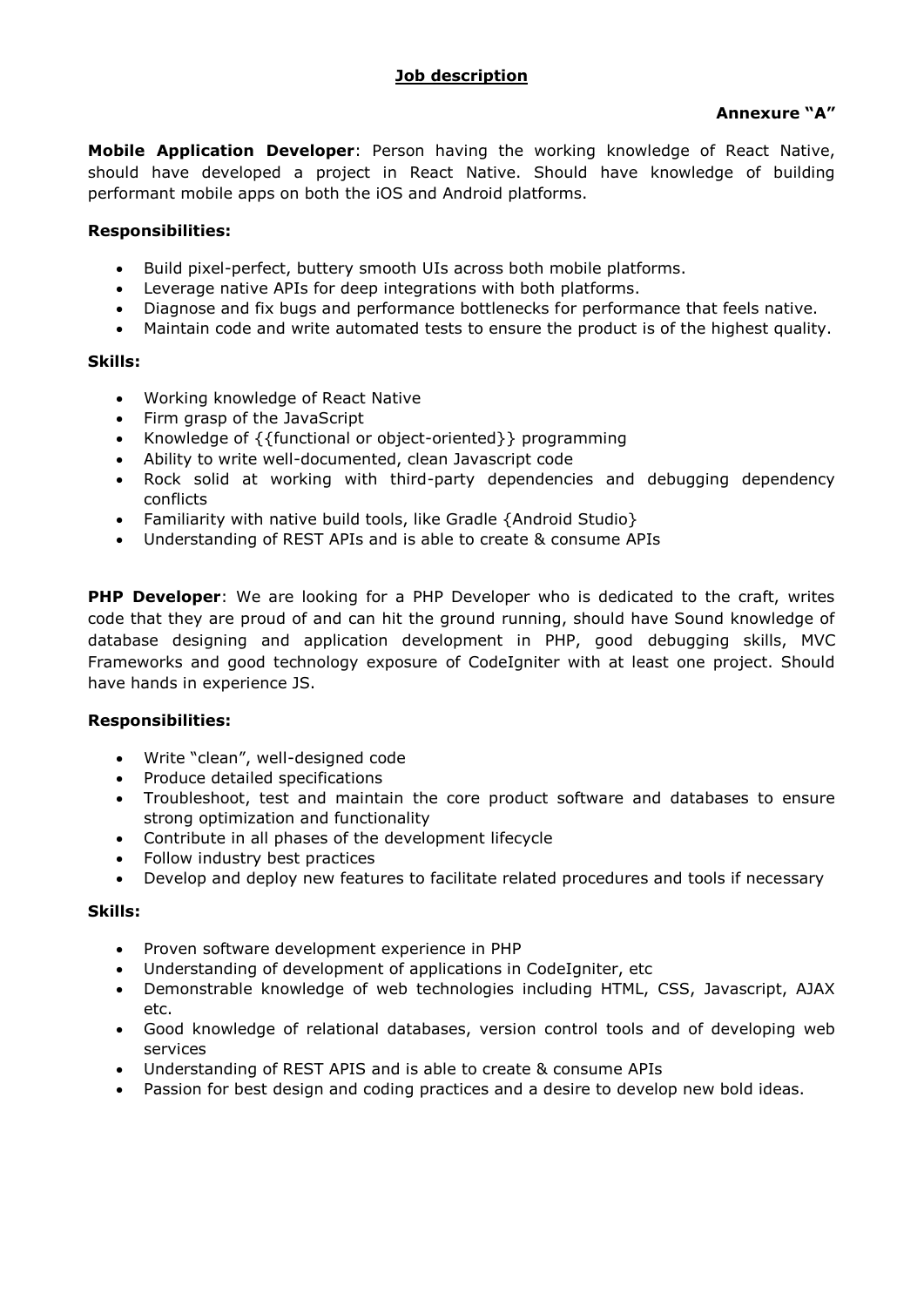# Job description

**Annexure "A"**

**Mobile Application Developer**: Person having the working knowledge of React Native, should have developed a project in React Native. Should have knowledge of building performant mobile apps on both the iOS and Android platforms.

**Responsibilities:**

- Build pixel-perfect, buttery smooth UIs across both mobile platforms.
- Leverage native APIs for deep integrations with both platforms.
- Diagnose and fix bugs and performance bottlenecks for performance that feels native.
- Maintain code and write automated tests to ensure the product is of the highest quality.

**Skills:**

- Working knowledge of React Native
- Firm grasp of the JavaScript
- Knowledge of {{functional or object-oriented}} programming
- Ability to write well-documented, clean Javascript code
- Rock solid at working with third-party dependencies and debugging dependency conflicts
- Familiarity with native build tools, like Gradle {Android Studio}
- Understanding of REST APIs and is able to create & consume APIs

**PHP Developer**: We are looking for a PHP Developer who is dedicated to the craft, writes code that they are proud of and can hit the ground running, should have Sound knowledge of database designing and application development in PHP, good debugging skills, MVC Frameworks and good technology exposure of CodeIgniter with at least one project. Should have hands in experience JS.

**Responsibilities:**

- Write "clean", well-designed code
- Produce detailed specifications
- Troubleshoot, test and maintain the core product software and databases to ensure strong optimization and functionality
- Contribute in all phases of the development lifecycle
- Follow industry best practices
- Develop and deploy new features to facilitate related procedures and tools if necessary

**Skills:**

- Proven software development experience in PHP
- Understanding of development of applications in CodeIgniter, etc
- Demonstrable knowledge of web technologies including HTML, CSS, Javascript, AJAX etc.
- Good knowledge of relational databases, version control tools and of developing web services
- Understanding of REST APIS and is able to create & consume APIs
- Passion for best design and coding practices and a desire to develop new bold ideas.